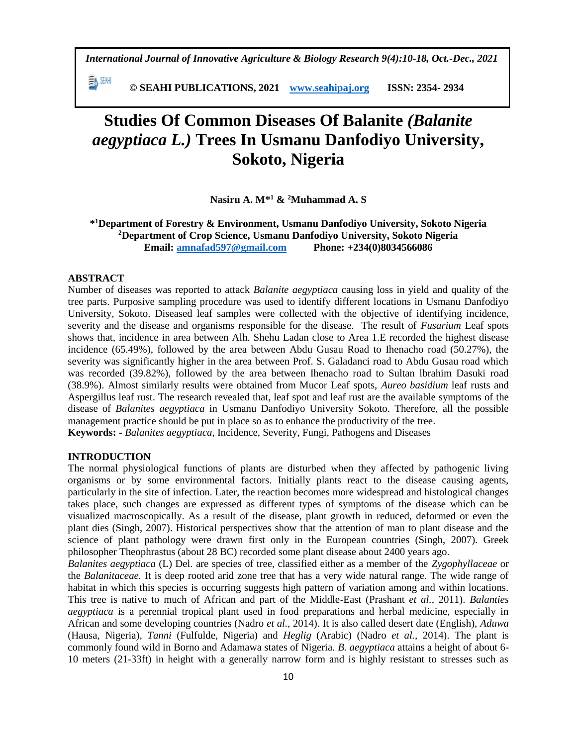# Studies Of Common Diseases Of Balanite *(Balanite aegyptiaca L.)* Trees In Usmanu Danfodiyo University, Sokoto, Nigeria

**Nasiru A. M*[1] & [2]Muhammad A. S**

**\*[1]Department of Forestry & Environment, Usmanu Danfodiyo University, Sokoto Nigeria**
**[2]Department of Crop Science, Usmanu Danfodiyo University, Sokoto Nigeria**
**Email: amnafad597@gmail.com Phone: +234(0)8034566086**

## ABSTRACT

Number of diseases was reported to attack *Balanite aegyptiaca* causing loss in yield and quality of the tree parts. Purposive sampling procedure was used to identify different locations in Usmanu Danfodiyo University, Sokoto. Diseased leaf samples were collected with the objective of identifying incidence, severity and the disease and organisms responsible for the disease. The result of *Fusarium* Leaf spots shows that, incidence in area between Alh. Shehu Ladan close to Area 1.E recorded the highest disease incidence (65.49%), followed by the area between Abdu Gusau Road to Ihenacho road (50.27%), the severity was significantly higher in the area between Prof. S. Galadanci road to Abdu Gusau road which was recorded (39.82%), followed by the area between Ihenacho road to Sultan lbrahim Dasuki road (38.9%). Almost similarly results were obtained from Mucor Leaf spots, *Aureo basidium* leaf rusts and Aspergillus leaf rust. The research revealed that, leaf spot and leaf rust are the available symptoms of the disease of *Balanites aegyptiaca* in Usmanu Danfodiyo University Sokoto. Therefore, all the possible management practice should be put in place so as to enhance the productivity of the tree.

**Keywords: -** *Balanites aegyptiaca*, Incidence, Severity, Fungi, Pathogens and Diseases

## INTRODUCTION

The normal physiological functions of plants are disturbed when they affected by pathogenic living organisms or by some environmental factors. Initially plants react to the disease causing agents, particularly in the site of infection. Later, the reaction becomes more widespread and histological changes takes place, such changes are expressed as different types of symptoms of the disease which can be visualized macroscopically. As a result of the disease, plant growth in reduced, deformed or even the plant dies (Singh, 2007). Historical perspectives show that the attention of man to plant disease and the science of plant pathology were drawn first only in the European countries (Singh, 2007). Greek philosopher Theophrastus (about 28 BC) recorded some plant disease about 2400 years ago.

*Balanites aegyptiaca* (L) Del. are species of tree, classified either as a member of the *Zygophyllaceae* or the *Balanitaceae.* It is deep rooted arid zone tree that has a very wide natural range. The wide range of habitat in which this species is occurring suggests high pattern of variation among and within locations. This tree is native to much of African and part of the Middle-East (Prashant *et al.,* 2011). *Balanties aegyptiaca* is a perennial tropical plant used in food preparations and herbal medicine, especially in African and some developing countries (Nadro *et al.*, 2014). It is also called desert date (English), *Aduwa* (Hausa, Nigeria), *Tanni* (Fulfulde, Nigeria) and *Heglig* (Arabic) (Nadro *et al.,* 2014). The plant is commonly found wild in Borno and Adamawa states of Nigeria. *B. aegyptiaca* attains a height of about 6-10 meters (21-33ft) in height with a generally narrow form and is highly resistant to stresses such as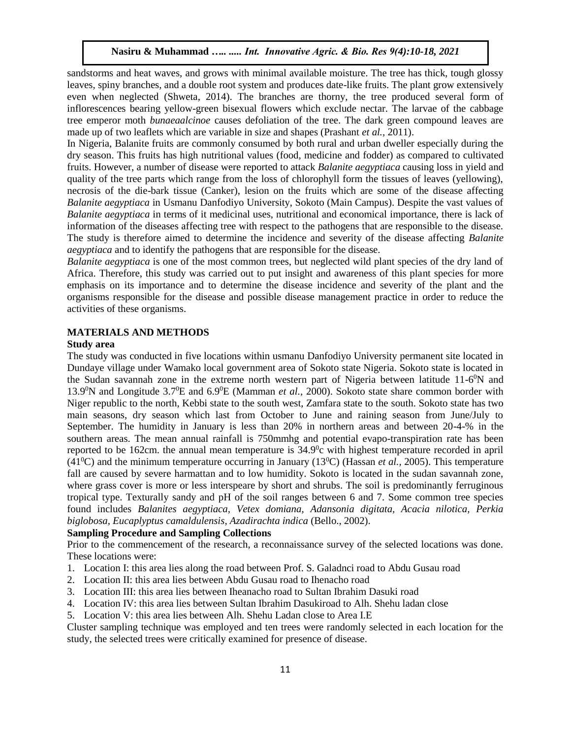sandstorms and heat waves, and grows with minimal available moisture. The tree has thick, tough glossy leaves, spiny branches, and a double root system and produces date-like fruits. The plant grow extensively even when neglected (Shweta, 2014). The branches are thorny, the tree produced several form of inflorescences bearing yellow-green bisexual flowers which exclude nectar. The larvae of the cabbage tree emperor moth *bunaeaalcinoe* causes defoliation of the tree. The dark green compound leaves are made up of two leaflets which are variable in size and shapes (Prashant *et al.*, 2011).

In Nigeria, Balanite fruits are commonly consumed by both rural and urban dweller especially during the dry season. This fruits has high nutritional values (food, medicine and fodder) as compared to cultivated fruits. However, a number of disease were reported to attack *Balanite aegyptiaca* causing loss in yield and quality of the tree parts which range from the loss of chlorophyll form the tissues of leaves (yellowing), necrosis of the die-bark tissue (Canker), lesion on the fruits which are some of the disease affecting *Balanite aegyptiaca* in Usmanu Danfodiyo University, Sokoto (Main Campus). Despite the vast values of *Balanite aegyptiaca* in terms of it medicinal uses, nutritional and economical importance, there is lack of information of the diseases affecting tree with respect to the pathogens that are responsible to the disease. The study is therefore aimed to determine the incidence and severity of the disease affecting *Balanite aegyptiaca* and to identify the pathogens that are responsible for the disease.

*Balanite aegyptiaca* is one of the most common trees, but neglected wild plant species of the dry land of Africa. Therefore, this study was carried out to put insight and awareness of this plant species for more emphasis on its importance and to determine the disease incidence and severity of the plant and the organisms responsible for the disease and possible disease management practice in order to reduce the activities of these organisms.

## MATERIALS AND METHODS

### Study area

The study was conducted in five locations within usmanu Danfodiyo University permanent site located in Dundaye village under Wamako local government area of Sokoto state Nigeria. Sokoto state is located in the Sudan savannah zone in the extreme north western part of Nigeria between latitude 11-6$^0$N and 13.9$^0$N and Longitude 3.7$^0$E and 6.9$^0$E (Mamman *et al.*, 2000). Sokoto state share common border with Niger republic to the north, Kebbi state to the south west, Zamfara state to the south. Sokoto state has two main seasons, dry season which last from October to June and raining season from June/July to September. The humidity in January is less than 20% in northern areas and between 20-4-% in the southern areas. The mean annual rainfall is 750mmhg and potential evapo-transpiration rate has been reported to be 162cm. the annual mean temperature is 34.9$^0$c with highest temperature recorded in april (41$^0$C) and the minimum temperature occurring in January (13$^0$C) (Hassan *et al.*, 2005). This temperature fall are caused by severe harmattan and to low humidity. Sokoto is located in the sudan savannah zone, where grass cover is more or less interspeare by short and shrubs. The soil is predominantly ferruginous tropical type. Texturally sandy and pH of the soil ranges between 6 and 7. Some common tree species found includes *Balanites aegyptiaca, Vetex domiana, Adansonia digitata, Acacia nilotica, Perkia biglobosa, Eucaplyptus camaldulensis, Azadirachta indica* (Bello., 2002).

### Sampling Procedure and Sampling Collections

Prior to the commencement of the research, a reconnaissance survey of the selected locations was done. These locations were:

1. Location I: this area lies along the road between Prof. S. Galadnci road to Abdu Gusau road
2. Location II: this area lies between Abdu Gusau road to Ihenacho road
3. Location III: this area lies between Iheanacho road to Sultan Ibrahim Dasuki road
4. Location IV: this area lies between Sultan Ibrahim Dasukiroad to Alh. Shehu ladan close
5. Location V: this area lies between Alh. Shehu Ladan close to Area I.E

Cluster sampling technique was employed and ten trees were randomly selected in each location for the study, the selected trees were critically examined for presence of disease.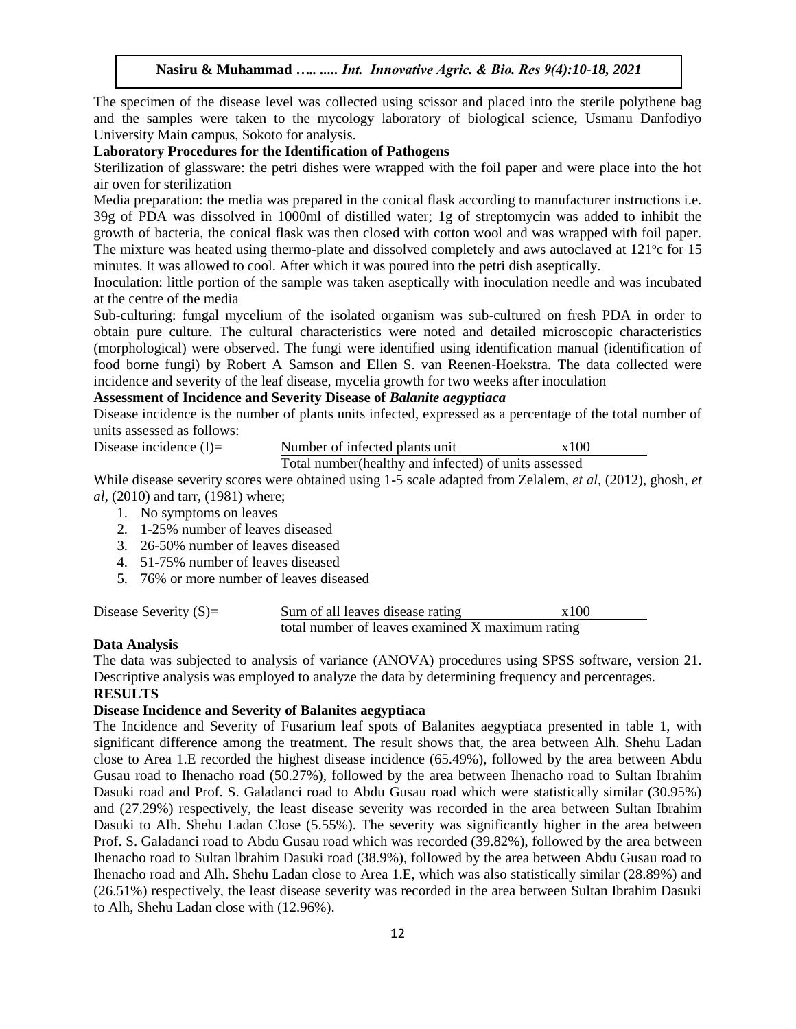The specimen of the disease level was collected using scissor and placed into the sterile polythene bag and the samples were taken to the mycology laboratory of biological science, Usmanu Danfodiyo University Main campus, Sokoto for analysis.

**Laboratory Procedures for the Identification of Pathogens**

Sterilization of glassware: the petri dishes were wrapped with the foil paper and were place into the hot air oven for sterilization

Media preparation: the media was prepared in the conical flask according to manufacturer instructions i.e. 39g of PDA was dissolved in 1000ml of distilled water; 1g of streptomycin was added to inhibit the growth of bacteria, the conical flask was then closed with cotton wool and was wrapped with foil paper. The mixture was heated using thermo-plate and dissolved completely and aws autoclaved at 121$^{o}$c for 15 minutes. It was allowed to cool. After which it was poured into the petri dish aseptically.

Inoculation: little portion of the sample was taken aseptically with inoculation needle and was incubated at the centre of the media

Sub-culturing: fungal mycelium of the isolated organism was sub-cultured on fresh PDA in order to obtain pure culture. The cultural characteristics were noted and detailed microscopic characteristics (morphological) were observed. The fungi were identified using identification manual (identification of food borne fungi) by Robert A Samson and Ellen S. van Reenen-Hoekstra. The data collected were incidence and severity of the leaf disease, mycelia growth for two weeks after inoculation

**Assessment of Incidence and Severity Disease of *Balanite aegyptiaca***

Disease incidence is the number of plants units infected, expressed as a percentage of the total number of units assessed as follows:

$$\text{Disease incidence (I)} = \frac{\text{Number of infected plants unit}}{\text{Total number(healthy and infected) of units assessed}} \times 100$$

While disease severity scores were obtained using 1-5 scale adapted from Zelalem, *et al*, (2012), ghosh, *et al*, (2010) and tarr, (1981) where;

1. No symptoms on leaves
2. 1-25% number of leaves diseased
3. 26-50% number of leaves diseased
4. 51-75% number of leaves diseased
5. 76% or more number of leaves diseased

$$\text{Disease Severity (S)} = \frac{\text{Sum of all leaves disease rating}}{\text{total number of leaves examined X maximum rating}} \times 100$$

**Data Analysis**

The data was subjected to analysis of variance (ANOVA) procedures using SPSS software, version 21. Descriptive analysis was employed to analyze the data by determining frequency and percentages.

**RESULTS**

**Disease Incidence and Severity of Balanites aegyptiaca**

The Incidence and Severity of Fusarium leaf spots of Balanites aegyptiaca presented in table 1, with significant difference among the treatment. The result shows that, the area between Alh. Shehu Ladan close to Area 1.E recorded the highest disease incidence (65.49%), followed by the area between Abdu Gusau road to Ihenacho road (50.27%), followed by the area between Ihenacho road to Sultan Ibrahim Dasuki road and Prof. S. Galadanci road to Abdu Gusau road which were statistically similar (30.95%) and (27.29%) respectively, the least disease severity was recorded in the area between Sultan Ibrahim Dasuki to Alh. Shehu Ladan Close (5.55%). The severity was significantly higher in the area between Prof. S. Galadanci road to Abdu Gusau road which was recorded (39.82%), followed by the area between Ihenacho road to Sultan lbrahim Dasuki road (38.9%), followed by the area between Abdu Gusau road to Ihenacho road and Alh. Shehu Ladan close to Area 1.E, which was also statistically similar (28.89%) and (26.51%) respectively, the least disease severity was recorded in the area between Sultan Ibrahim Dasuki to Alh, Shehu Ladan close with (12.96%).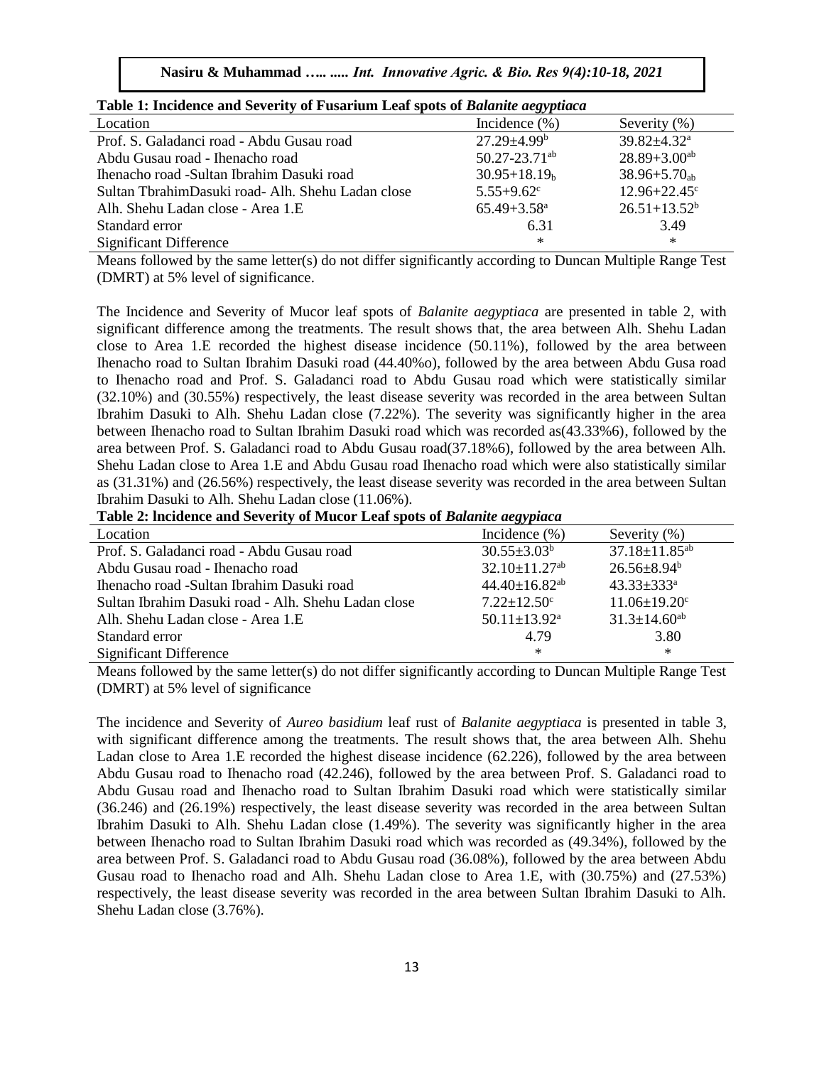**Table 1: Incidence and Severity of Fusarium Leaf spots of *Balanite aegyptiaca***

| Location | Incidence (%) | Severity (%) |
|---|---|---|
| Prof. S. Galadanci road - Abdu Gusau road | $27.29\pm4.99^{b}$ | $39.82\pm4.32^{a}$ |
| Abdu Gusau road - Ihenacho road | $50.27\text{-}23.71^{ab}$ | $28.89+3.00^{ab}$ |
| Ihenacho road -Sultan Ibrahim Dasuki road | $30.95+18.19_{b}$ | $38.96+5.70_{ab}$ |
| Sultan TbrahimDasuki road- Alh. Shehu Ladan close | $5.55+9.62^{c}$ | $12.96+22.45^{c}$ |
| Alh. Shehu Ladan close - Area 1.E | $65.49+3.58^{a}$ | $26.51+13.52^{b}$ |
| Standard error | 6.31 | 3.49 |
| Significant Difference | * | * |

Means followed by the same letter(s) do not differ significantly according to Duncan Multiple Range Test (DMRT) at 5% level of significance.

The Incidence and Severity of Mucor leaf spots of *Balanite aegyptiaca* are presented in table 2, with significant difference among the treatments. The result shows that, the area between Alh. Shehu Ladan close to Area 1.E recorded the highest disease incidence (50.11%), followed by the area between Ihenacho road to Sultan Ibrahim Dasuki road (44.40%o), followed by the area between Abdu Gusa road to Ihenacho road and Prof. S. Galadanci road to Abdu Gusau road which were statistically similar (32.10%) and (30.55%) respectively, the least disease severity was recorded in the area between Sultan Ibrahim Dasuki to Alh. Shehu Ladan close (7.22%). The severity was significantly higher in the area between Ihenacho road to Sultan Ibrahim Dasuki road which was recorded as(43.33%6), followed by the area between Prof. S. Galadanci road to Abdu Gusau road(37.18%6), followed by the area between Alh. Shehu Ladan close to Area 1.E and Abdu Gusau road Ihenacho road which were also statistically similar as (31.31%) and (26.56%) respectively, the least disease severity was recorded in the area between Sultan Ibrahim Dasuki to Alh. Shehu Ladan close (11.06%).

**Table 2: lncidence and Severity of Mucor Leaf spots of *Balanite aegypiaca***

| Location | Incidence (%) | Severity (%) |
|---|---|---|
| Prof. S. Galadanci road - Abdu Gusau road | $30.55\pm3.03^{b}$ | $37.18\pm11.85^{ab}$ |
| Abdu Gusau road - Ihenacho road | $32.10\pm11.27^{ab}$ | $26.56\pm8.94^{b}$ |
| Ihenacho road -Sultan Ibrahim Dasuki road | $44.40\pm16.82^{ab}$ | $43.33\pm333^{a}$ |
| Sultan Ibrahim Dasuki road - Alh. Shehu Ladan close | $7.22\pm12.50^{c}$ | $11.06\pm19.20^{c}$ |
| Alh. Shehu Ladan close - Area 1.E | $50.11\pm13.92^{a}$ | $31.3\pm14.60^{ab}$ |
| Standard error | 4.79 | 3.80 |
| Significant Difference | * | * |

Means followed by the same letter(s) do not differ significantly according to Duncan Multiple Range Test (DMRT) at 5% level of significance

The incidence and Severity of *Aureo basidium* leaf rust of *Balanite aegyptiaca* is presented in table 3, with significant difference among the treatments. The result shows that, the area between Alh. Shehu Ladan close to Area 1.E recorded the highest disease incidence (62.226), followed by the area between Abdu Gusau road to Ihenacho road (42.246), followed by the area between Prof. S. Galadanci road to Abdu Gusau road and Ihenacho road to Sultan Ibrahim Dasuki road which were statistically similar (36.246) and (26.19%) respectively, the least disease severity was recorded in the area between Sultan Ibrahim Dasuki to Alh. Shehu Ladan close (1.49%). The severity was significantly higher in the area between Ihenacho road to Sultan Ibrahim Dasuki road which was recorded as (49.34%), followed by the area between Prof. S. Galadanci road to Abdu Gusau road (36.08%), followed by the area between Abdu Gusau road to Ihenacho road and Alh. Shehu Ladan close to Area 1.E, with (30.75%) and (27.53%) respectively, the least disease severity was recorded in the area between Sultan Ibrahim Dasuki to Alh. Shehu Ladan close (3.76%).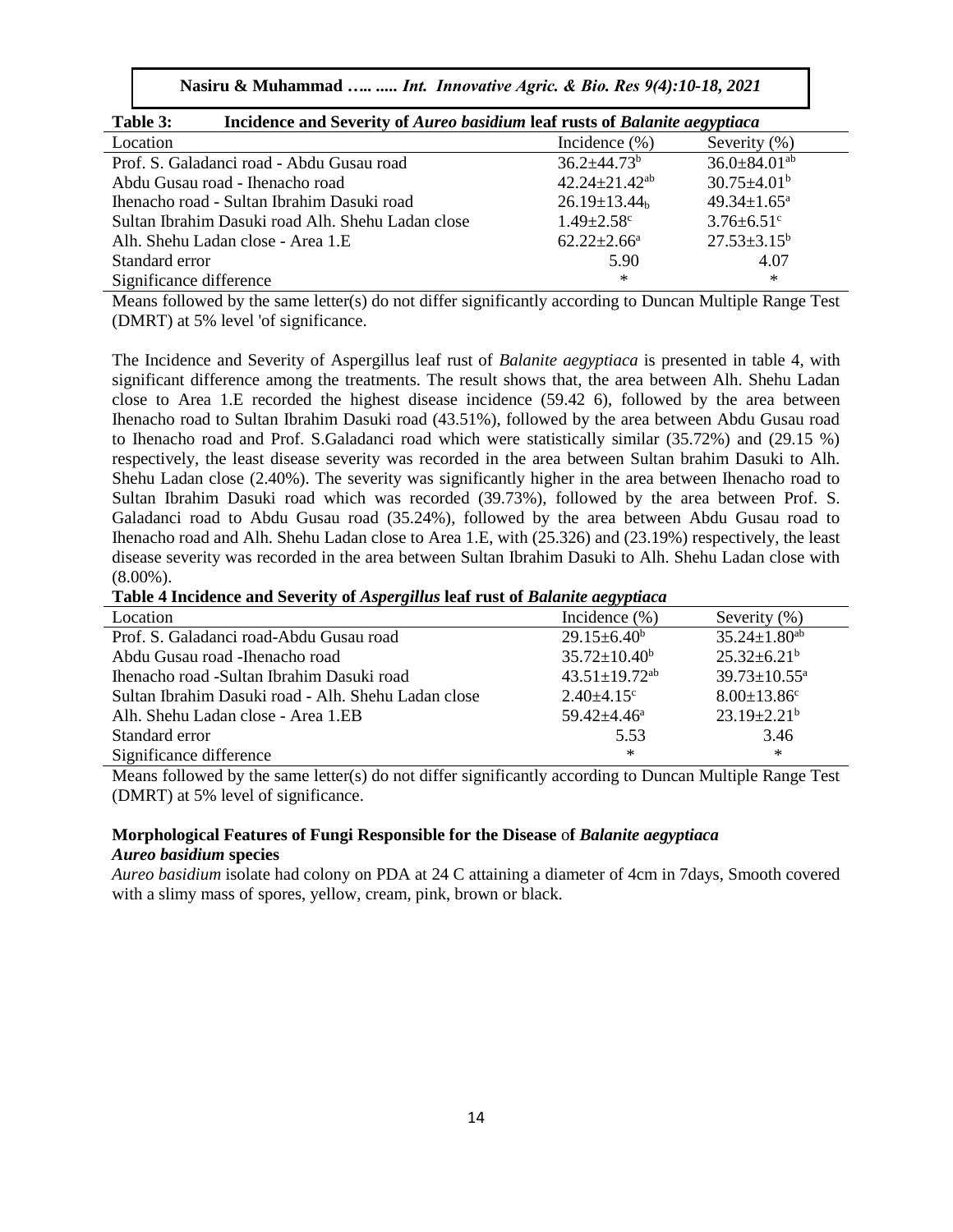**Table 3: Incidence and Severity of *Aureo basidium* leaf rusts of *Balanite aegyptiaca***

| Location | Incidence (%) | Severity (%) |
|---|---|---|
| Prof. S. Galadanci road - Abdu Gusau road | 36.2±44.73$^{b}$ | 36.0±84.01$^{ab}$ |
| Abdu Gusau road - Ihenacho road | 42.24±21.42$^{ab}$ | 30.75±4.01$^{b}$ |
| Ihenacho road - Sultan Ibrahim Dasuki road | 26.19±13.44$_{b}$ | 49.34±1.65$^{a}$ |
| Sultan Ibrahim Dasuki road Alh. Shehu Ladan close | 1.49±2.58$^{c}$ | 3.76±6.51$^{c}$ |
| Alh. Shehu Ladan close - Area 1.E | 62.22±2.66$^{a}$ | 27.53±3.15$^{b}$ |
| Standard error | 5.90 | 4.07 |
| Significance difference | * | * |

Means followed by the same letter(s) do not differ significantly according to Duncan Multiple Range Test (DMRT) at 5% level 'of significance.

The Incidence and Severity of Aspergillus leaf rust of *Balanite aegyptiaca* is presented in table 4, with significant difference among the treatments. The result shows that, the area between Alh. Shehu Ladan close to Area 1.E recorded the highest disease incidence (59.42 6), followed by the area between Ihenacho road to Sultan Ibrahim Dasuki road (43.51%), followed by the area between Abdu Gusau road to Ihenacho road and Prof. S.Galadanci road which were statistically similar (35.72%) and (29.15 %) respectively, the least disease severity was recorded in the area between Sultan brahim Dasuki to Alh. Shehu Ladan close (2.40%). The severity was significantly higher in the area between Ihenacho road to Sultan Ibrahim Dasuki road which was recorded (39.73%), followed by the area between Prof. S. Galadanci road to Abdu Gusau road (35.24%), followed by the area between Abdu Gusau road to Ihenacho road and Alh. Shehu Ladan close to Area 1.E, with (25.326) and (23.19%) respectively, the least disease severity was recorded in the area between Sultan Ibrahim Dasuki to Alh. Shehu Ladan close with (8.00%).

**Table 4 Incidence and Severity of *Aspergillus* leaf rust of *Balanite aegyptiaca***

| Location | Incidence (%) | Severity (%) |
|---|---|---|
| Prof. S. Galadanci road-Abdu Gusau road | 29.15±6.40$^{b}$ | 35.24±1.80$^{ab}$ |
| Abdu Gusau road -Ihenacho road | 35.72±10.40$^{b}$ | 25.32±6.21$^{b}$ |
| Ihenacho road -Sultan Ibrahim Dasuki road | 43.51±19.72$^{ab}$ | 39.73±10.55$^{a}$ |
| Sultan Ibrahim Dasuki road - Alh. Shehu Ladan close | 2.40±4.15$^{c}$ | 8.00±13.86$^{c}$ |
| Alh. Shehu Ladan close - Area 1.EB | 59.42±4.46$^{a}$ | 23.19±2.21$^{b}$ |
| Standard error | 5.53 | 3.46 |
| Significance difference | * | * |

Means followed by the same letter(s) do not differ significantly according to Duncan Multiple Range Test (DMRT) at 5% level of significance.

### Morphological Features of Fungi Responsible for the Disease of *Balanite aegyptiaca*

#### *Aureo basidium* species

*Aureo basidium* isolate had colony on PDA at 24 C attaining a diameter of 4cm in 7days, Smooth covered with a slimy mass of spores, yellow, cream, pink, brown or black.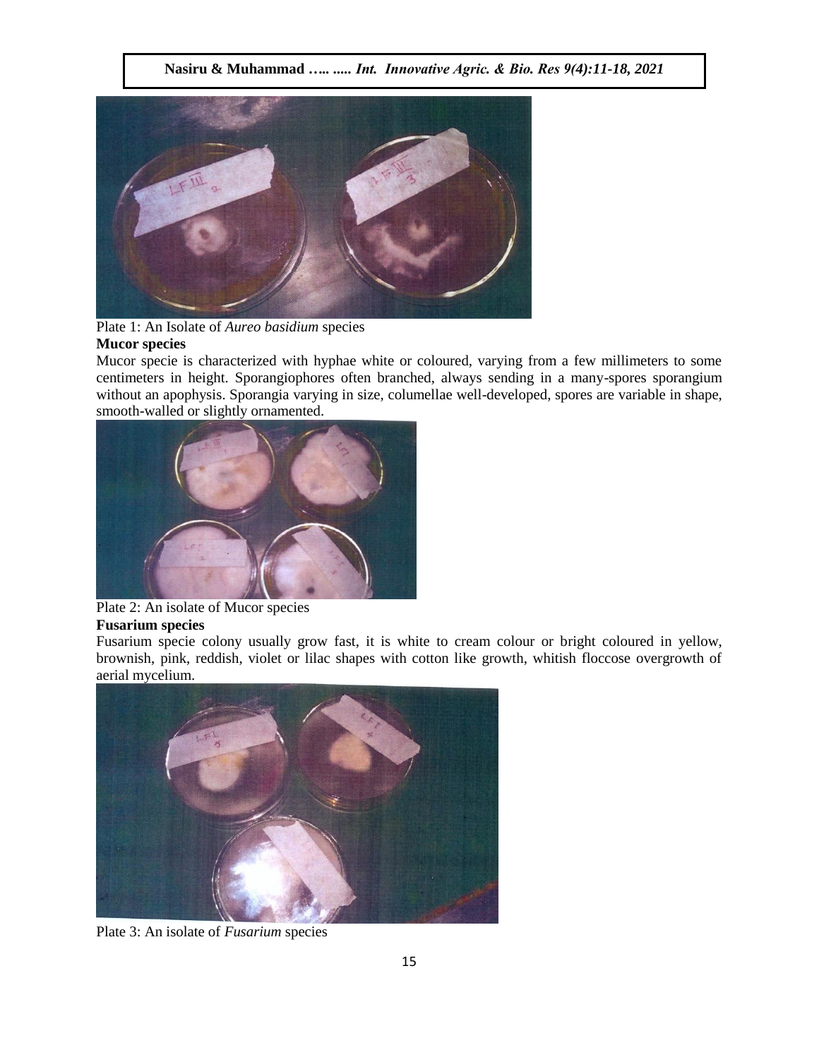Plate 1: An Isolate of *Aureo basidium* species

**Mucor species**

Mucor specie is characterized with hyphae white or coloured, varying from a few millimeters to some centimeters in height. Sporangiophores often branched, always sending in a many-spores sporangium without an apophysis. Sporangia varying in size, columellae well-developed, spores are variable in shape, smooth-walled or slightly ornamented.

Plate 2: An isolate of Mucor species

**Fusarium species**

Fusarium specie colony usually grow fast, it is white to cream colour or bright coloured in yellow, brownish, pink, reddish, violet or lilac shapes with cotton like growth, whitish floccose overgrowth of aerial mycelium.

Plate 3: An isolate of *Fusarium* species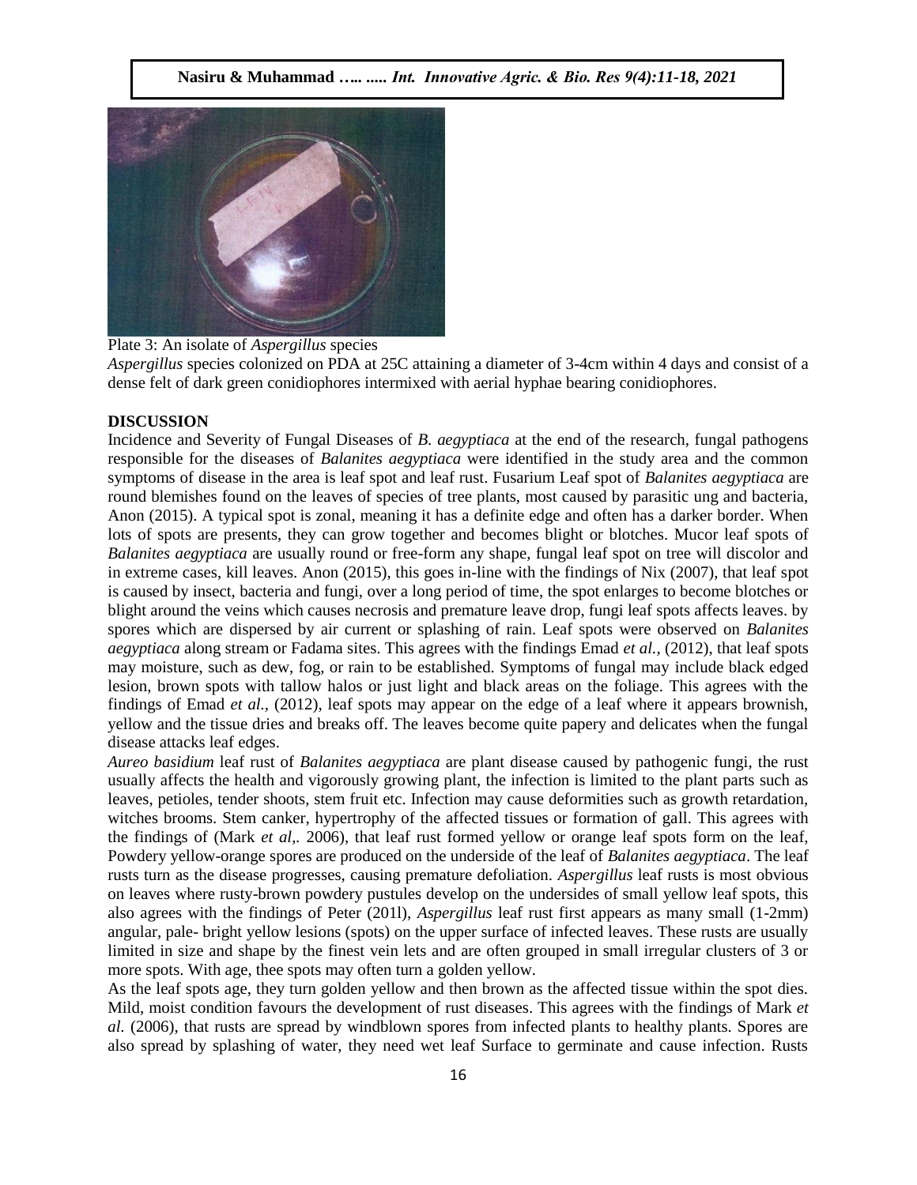Plate 3: An isolate of *Aspergillus* species

*Aspergillus* species colonized on PDA at 25C attaining a diameter of 3-4cm within 4 days and consist of a dense felt of dark green conidiophores intermixed with aerial hyphae bearing conidiophores.

## DISCUSSION

Incidence and Severity of Fungal Diseases of *B. aegyptiaca* at the end of the research, fungal pathogens responsible for the diseases of *Balanites aegyptiaca* were identified in the study area and the common symptoms of disease in the area is leaf spot and leaf rust. Fusarium Leaf spot of *Balanites aegyptiaca* are round blemishes found on the leaves of species of tree plants, most caused by parasitic ung and bacteria, Anon (2015). A typical spot is zonal, meaning it has a definite edge and often has a darker border. When lots of spots are presents, they can grow together and becomes blight or blotches. Mucor leaf spots of *Balanites aegyptiaca* are usually round or free-form any shape, fungal leaf spot on tree will discolor and in extreme cases, kill leaves. Anon (2015), this goes in-line with the findings of Nix (2007), that leaf spot is caused by insect, bacteria and fungi, over a long period of time, the spot enlarges to become blotches or blight around the veins which causes necrosis and premature leave drop, fungi leaf spots affects leaves. by spores which are dispersed by air current or splashing of rain. Leaf spots were observed on *Balanites aegyptiaca* along stream or Fadama sites. This agrees with the findings Emad *et al.,* (2012), that leaf spots may moisture, such as dew, fog, or rain to be established. Symptoms of fungal may include black edged lesion, brown spots with tallow halos or just light and black areas on the foliage. This agrees with the findings of Emad *et al.,* (2012), leaf spots may appear on the edge of a leaf where it appears brownish, yellow and the tissue dries and breaks off. The leaves become quite papery and delicates when the fungal disease attacks leaf edges.

*Aureo basidium* leaf rust of *Balanites aegyptiaca* are plant disease caused by pathogenic fungi, the rust usually affects the health and vigorously growing plant, the infection is limited to the plant parts such as leaves, petioles, tender shoots, stem fruit etc. Infection may cause deformities such as growth retardation, witches brooms. Stem canker, hypertrophy of the affected tissues or formation of gall. This agrees with the findings of (Mark *et al*,. 2006), that leaf rust formed yellow or orange leaf spots form on the leaf, Powdery yellow-orange spores are produced on the underside of the leaf of *Balanites aegyptiaca*. The leaf rusts turn as the disease progresses, causing premature defoliation. *Aspergillus* leaf rusts is most obvious on leaves where rusty-brown powdery pustules develop on the undersides of small yellow leaf spots, this also agrees with the findings of Peter (201l), *Aspergillus* leaf rust first appears as many small (1-2mm) angular, pale- bright yellow lesions (spots) on the upper surface of infected leaves. These rusts are usually limited in size and shape by the finest vein lets and are often grouped in small irregular clusters of 3 or more spots. With age, thee spots may often turn a golden yellow.

As the leaf spots age, they turn golden yellow and then brown as the affected tissue within the spot dies. Mild, moist condition favours the development of rust diseases. This agrees with the findings of Mark *et al.* (2006), that rusts are spread by windblown spores from infected plants to healthy plants. Spores are also spread by splashing of water, they need wet leaf Surface to germinate and cause infection. Rusts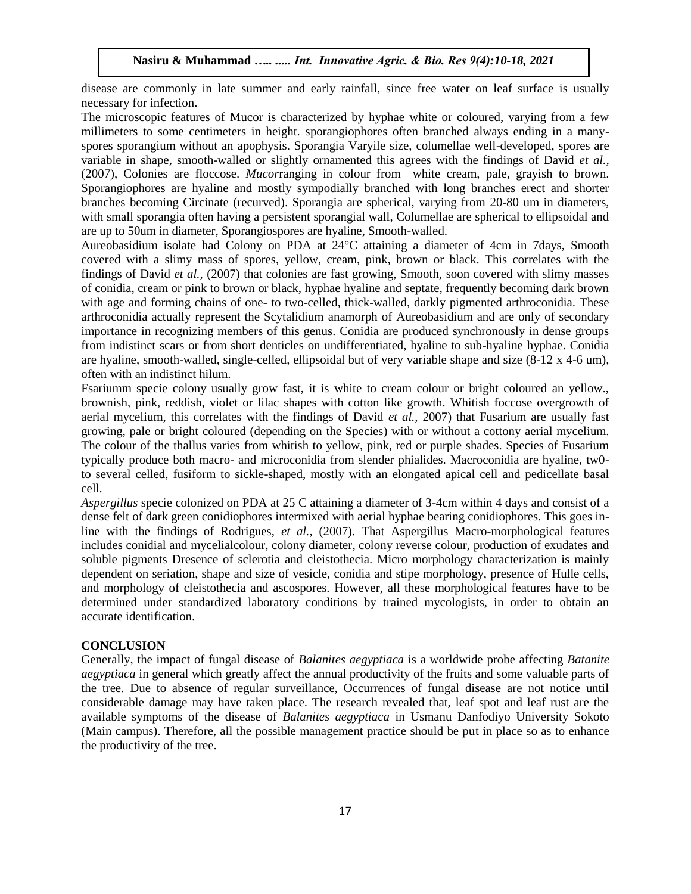disease are commonly in late summer and early rainfall, since free water on leaf surface is usually necessary for infection.

The microscopic features of Mucor is characterized by hyphae white or coloured, varying from a few millimeters to some centimeters in height. sporangiophores often branched always ending in a many-spores sporangium without an apophysis. Sporangia Varyile size, columellae well-developed, spores are variable in shape, smooth-walled or slightly ornamented this agrees with the findings of David *et al.,* (2007), Colonies are floccose. *Mucor*ranging in colour from white cream, pale, grayish to brown. Sporangiophores are hyaline and mostly sympodially branched with long branches erect and shorter branches becoming Circinate (recurved). Sporangia are spherical, varying from 20-80 um in diameters, with small sporangia often having a persistent sporangial wall, Columellae are spherical to ellipsoidal and are up to 50um in diameter, Sporangiospores are hyaline, Smooth-walled.

Aureobasidium isolate had Colony on PDA at 24°C attaining a diameter of 4cm in 7days, Smooth covered with a slimy mass of spores, yellow, cream, pink, brown or black. This correlates with the findings of David *et al.,* (2007) that colonies are fast growing, Smooth, soon covered with slimy masses of conidia, cream or pink to brown or black, hyphae hyaline and septate, frequently becoming dark brown with age and forming chains of one- to two-celled, thick-walled, darkly pigmented arthroconidia. These arthroconidia actually represent the Scytalidium anamorph of Aureobasidium and are only of secondary importance in recognizing members of this genus. Conidia are produced synchronously in dense groups from indistinct scars or from short denticles on undifferentiated, hyaline to sub-hyaline hyphae. Conidia are hyaline, smooth-walled, single-celled, ellipsoidal but of very variable shape and size (8-12 x 4-6 um), often with an indistinct hilum.

Fsariumm specie colony usually grow fast, it is white to cream colour or bright coloured an yellow., brownish, pink, reddish, violet or lilac shapes with cotton like growth. Whitish foccose overgrowth of aerial mycelium, this correlates with the findings of David *et al.,* 2007) that Fusarium are usually fast growing, pale or bright coloured (depending on the Species) with or without a cottony aerial mycelium. The colour of the thallus varies from whitish to yellow, pink, red or purple shades. Species of Fusarium typically produce both macro- and microconidia from slender phialides. Macroconidia are hyaline, tw0-to several celled, fusiform to sickle-shaped, mostly with an elongated apical cell and pedicellate basal cell.

*Aspergillus* specie colonized on PDA at 25 C attaining a diameter of 3-4cm within 4 days and consist of a dense felt of dark green conidiophores intermixed with aerial hyphae bearing conidiophores. This goes in-line with the findings of Rodrigues, *et al.,* (2007). That Aspergillus Macro-morphological features includes conidial and mycelialcolour, colony diameter, colony reverse colour, production of exudates and soluble pigments Dresence of sclerotia and cleistothecia. Micro morphology characterization is mainly dependent on seriation, shape and size of vesicle, conidia and stipe morphology, presence of Hulle cells, and morphology of cleistothecia and ascospores. However, all these morphological features have to be determined under standardized laboratory conditions by trained mycologists, in order to obtain an accurate identification.

## CONCLUSION

Generally, the impact of fungal disease of *Balanites aegyptiaca* is a worldwide probe affecting *Batanite aegyptiaca* in general which greatly affect the annual productivity of the fruits and some valuable parts of the tree. Due to absence of regular surveillance, Occurrences of fungal disease are not notice until considerable damage may have taken place. The research revealed that, leaf spot and leaf rust are the available symptoms of the disease of *Balanites aegyptiaca* in Usmanu Danfodiyo University Sokoto (Main campus). Therefore, all the possible management practice should be put in place so as to enhance the productivity of the tree.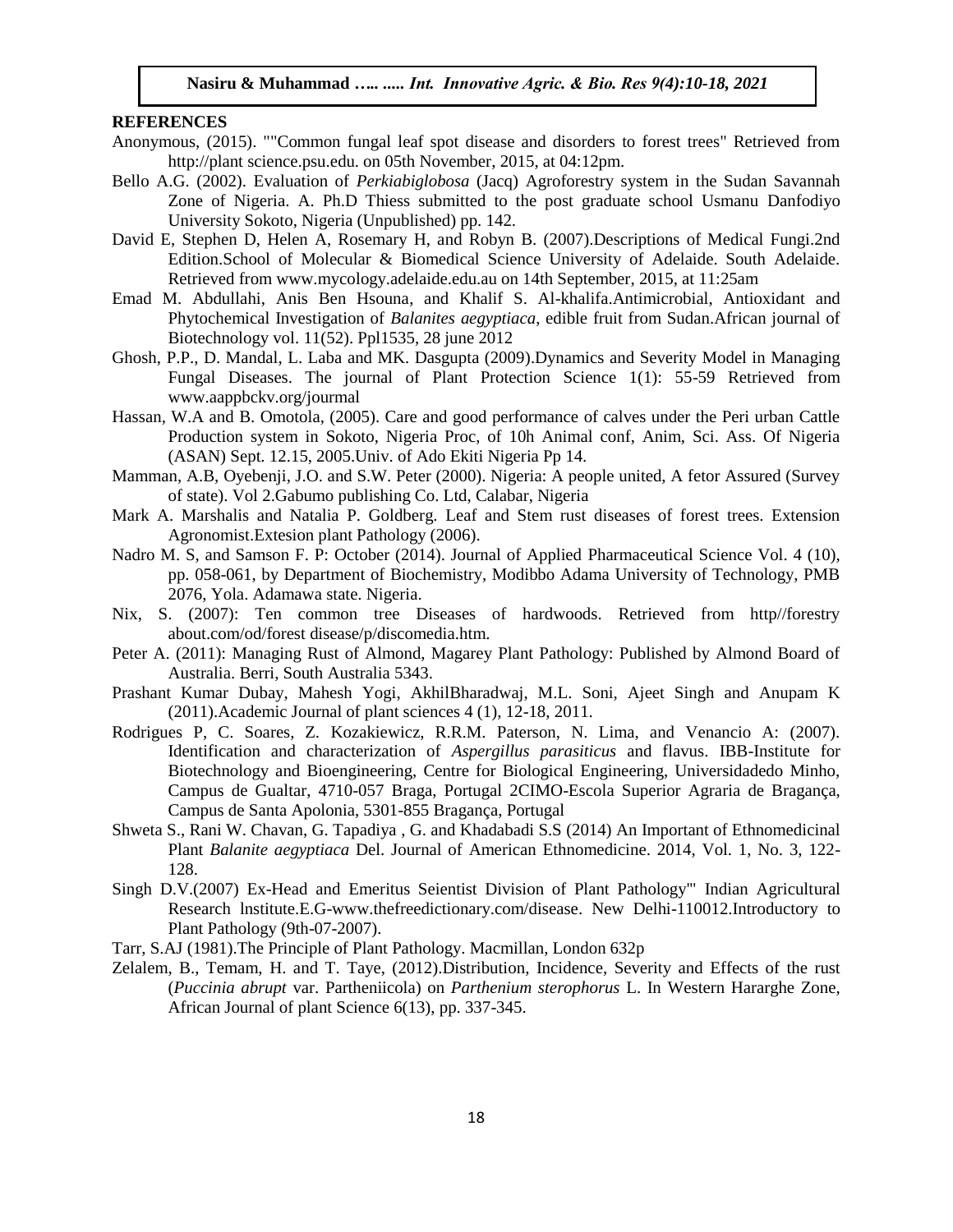**REFERENCES**

Anonymous, (2015). ""Common fungal leaf spot disease and disorders to forest trees" Retrieved from http://plant science.psu.edu. on 05th November, 2015, at 04:12pm.

Bello A.G. (2002). Evaluation of *Perkiabiglobosa* (Jacq) Agroforestry system in the Sudan Savannah Zone of Nigeria. A. Ph.D Thiess submitted to the post graduate school Usmanu Danfodiyo University Sokoto, Nigeria (Unpublished) pp. 142.

David E, Stephen D, Helen A, Rosemary H, and Robyn B. (2007).Descriptions of Medical Fungi.2nd Edition.School of Molecular & Biomedical Science University of Adelaide. South Adelaide. Retrieved from www.mycology.adelaide.edu.au on 14th September, 2015, at 11:25am

Emad M. Abdullahi, Anis Ben Hsouna, and Khalif S. Al-khalifa.Antimicrobial, Antioxidant and Phytochemical Investigation of *Balanites aegyptiaca*, edible fruit from Sudan.African journal of Biotechnology vol. 11(52). Ppl1535, 28 june 2012

Ghosh, P.P., D. Mandal, L. Laba and MK. Dasgupta (2009).Dynamics and Severity Model in Managing Fungal Diseases. The journal of Plant Protection Science 1(1): 55-59 Retrieved from www.aappbckv.org/jourmal

Hassan, W.A and B. Omotola, (2005). Care and good performance of calves under the Peri urban Cattle Production system in Sokoto, Nigeria Proc, of 10h Animal conf, Anim, Sci. Ass. Of Nigeria (ASAN) Sept. 12.15, 2005.Univ. of Ado Ekiti Nigeria Pp 14.

Mamman, A.B, Oyebenji, J.O. and S.W. Peter (2000). Nigeria: A people united, A fetor Assured (Survey of state). Vol 2.Gabumo publishing Co. Ltd, Calabar, Nigeria

Mark A. Marshalis and Natalia P. Goldberg. Leaf and Stem rust diseases of forest trees. Extension Agronomist.Extesion plant Pathology (2006).

Nadro M. S, and Samson F. P: October (2014). Journal of Applied Pharmaceutical Science Vol. 4 (10), pp. 058-061, by Department of Biochemistry, Modibbo Adama University of Technology, PMB 2076, Yola. Adamawa state. Nigeria.

Nix, S. (2007): Ten common tree Diseases of hardwoods. Retrieved from http//forestry about.com/od/forest disease/p/discomedia.htm.

Peter A. (2011): Managing Rust of Almond, Magarey Plant Pathology: Published by Almond Board of Australia. Berri, South Australia 5343.

Prashant Kumar Dubay, Mahesh Yogi, AkhilBharadwaj, M.L. Soni, Ajeet Singh and Anupam K (2011).Academic Journal of plant sciences 4 (1), 12-18, 2011.

Rodrigues P, C. Soares, Z. Kozakiewicz, R.R.M. Paterson, N. Lima, and Venancio A: (2007). Identification and characterization of *Aspergillus parasiticus* and flavus. IBB-Institute for Biotechnology and Bioengineering, Centre for Biological Engineering, Universidadedo Minho, Campus de Gualtar, 4710-057 Braga, Portugal 2CIMO-Escola Superior Agraria de Bragança, Campus de Santa Apolonia, 5301-855 Bragança, Portugal

Shweta S., Rani W. Chavan, G. Tapadiya , G. and Khadabadi S.S (2014) An Important of Ethnomedicinal Plant *Balanite aegyptiaca* Del. Journal of American Ethnomedicine. 2014, Vol. 1, No. 3, 122-128.

Singh D.V.(2007) Ex-Head and Emeritus Seientist Division of Plant Pathology"' Indian Agricultural Research lnstitute.E.G-www.thefreedictionary.com/disease. New Delhi-110012.Introductory to Plant Pathology (9th-07-2007).

Tarr, S.AJ (1981).The Principle of Plant Pathology. Macmillan, London 632p

Zelalem, B., Temam, H. and T. Taye, (2012).Distribution, Incidence, Severity and Effects of the rust (*Puccinia abrupt* var. Partheniicola) on *Parthenium sterophorus* L. In Western Hararghe Zone, African Journal of plant Science 6(13), pp. 337-345.